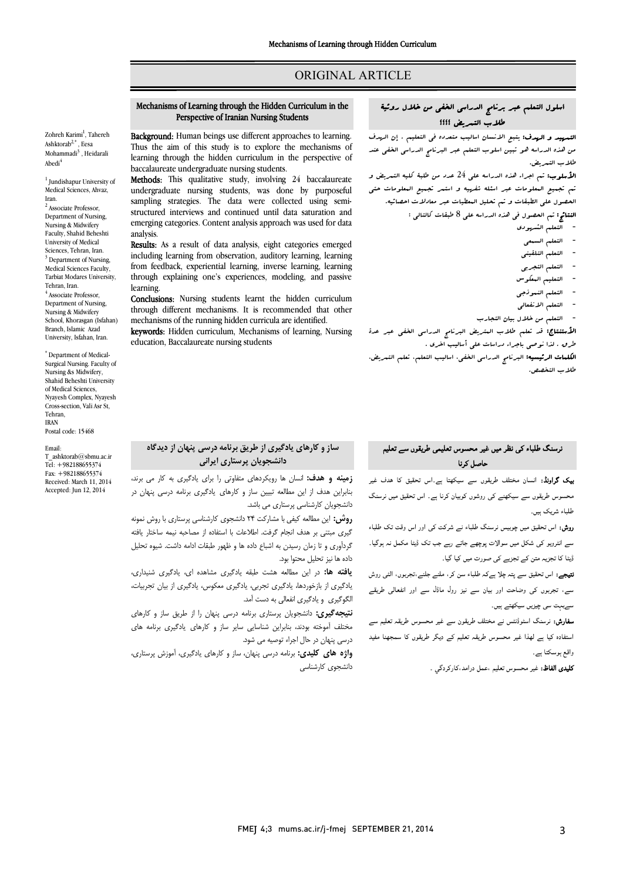ORIGINAL ARTICLE

# Mechanisms of Learning through the Hidden Curriculum in the Perspective of Iranian Nursing Students

Zohreh Karimi[1], Tahereh Ashktorab[2,*], Eesa Mohammadi[3], Heidarali Abedi[4]

[1] Jundishapur University of Medical Sciences, Ahvaz, Iran.
[2] Associate Professor, Department of Nursing, Nursing & Midwifery Faculty, Shahid Beheshti University of Medical Sciences, Tehran, Iran.
[3] Department of Nursing, Medical Sciences Faculty, Tarbiat Modares University, Tehran, Iran.
[4] Associate Professor, Department of Nursing, Nursing & Midwifery School, Khorasgan (Isfahan) Branch, Islamic Azad University, Isfahan, Iran.

* Department of Medical-Surgical Nursing. Faculty of Nursing && Midwifery, Shahid Beheshti University of Medical Sciences, Nyayesh Complex, Nyayesh Cross-section, Vali Asr St, Tehran, IRAN
Postal code: 15468

Email: T_ashktorab@sbmu.ac.ir
Tel: +982188655374
Fax: +982188655374
Received: March 11, 2014
Accepted: Jun 12, 2014

**Background:** Human beings use different approaches to learning. Thus the aim of this study is to explore the mechanisms of learning through the hidden curriculum in the perspective of baccalaureate undergraduate nursing students.

**Methods:** This qualitative study, involving 24 baccalaureate undergraduate nursing students, was done by purposeful sampling strategies. The data were collected using semi-structured interviews and continued until data saturation and emerging categories. Content analysis approach was used for data analysis.

**Results:** As a result of data analysis, eight categories emerged including learning from observation, auditory learning, learning from feedback, experiential learning, inverse learning, learning through explaining one's experiences, modeling, and passive learning.

**Conclusions:** Nursing students learnt the hidden curriculum through different mechanisms. It is recommended that other mechanisms of the running hidden curricula are identified.

**keywords:** Hidden curriculum, Mechanisms of learning, Nursing education, Baccalaureate nursing students

## اسلوب التعلم عبر برنامج الدراسی الخفی من خلال روئیة طلاب التمریض !!!!

**التمهید و الهدف:** يتبع الانسان اساليب متعدده في التعليم . إن الهدف من هذه الدراسه هو تبيين اسلوب التعلم عبر البرنامج الدراسي الخفي عند طلاب التمريض.

**الأسلوب:** تم اجراء هذه الدراسه علی 24 عدد من طلبة کلیه التمریض و تم تجمیع المعلومات عبر اسئله شفهیه و استمر تجمیع المعلومات حتی الحصول علی الطبقات و تم تحلیل المعطیات عبر معادلات احصائیه.

**النتائج:** تم الحصول فی هذه الدراسه علی 8 طبقات کالتالی :

- التعلم الشهودی
- التعلم السمعی
- التعلم التلقینی
- التعلم التجربی
- التعلیم المعکوس
- التعلم النموذجی
- التعلم الانفعالی
- التعلم من خلال بیان التجارب

**الأستنتاج:** قد تعلم طلاب التمریض البرنامج الدراسی الخفی عبر عدة طرق ، لذا نوصی باجراء دراسات علی أسالیب اخری .

**الکلمات الرئیسیه:** البرنامج الدراسی الخفی، اسالیب التعلم، تعلم التمریض، طلاب التخصص.

## ساز و کارهای یادگیری از طریق برنامه درسی پنهان از دیدگاه دانشجویان پرستاری ایرانی

**زمینه و هدف:** انسان ها رویکردهای متفاوتی را برای یادگیری به کار می برند، بنابراین هدف از این مطالعه تبیین ساز و کارهای یادگیری برنامه درسی پنهان در دانشجویان کارشناسی پرستاری می باشد.

**روش:** این مطالعه کیفی با مشارکت ۲۴ دانشجوی کارشناسی پرستاری با روش نمونه گیری مبتنی بر هدف انجام گرفت. اطلاعات با استفاده از مصاحبه نیمه ساختار یافته گردآوری و تا زمان رسیدن به اشباع داده ها و ظهور طبقات ادامه داشت. شیوه تحلیل داده ها نیز تحلیل محتوا بود.

**یافته ها:** در این مطالعه هشت طبقه یادگیری مشاهده ای، یادگیری شنیداری، یادگیری از بازخوردها، یادگیری تجربی، یادگیری معکوس، یادگیری از بیان تجربیات، الگوگیری و یادگیری انفعالی به دست آمد.

**نتیجه‌گیری:** دانشجویان پرستاری برنامه درسی پنهان را از طریق ساز و کارهای مختلف آموخته بودند، بنابراین شناسایی سایر ساز و کارهای یادگیری برنامه های درسی پنهان در حال اجراء توصیه می شود.

**واژه های کلیدی:** برنامه درسی پنهان، ساز و کارهای یادگیری، آموزش پرستاری، دانشجوی کارشناسی

## نرسنگ طلباء کی نظر میں غیر محسوس تعلیمی طریقوں سے تعلیم حاصل کرنا

**بیک گراونڈ:** انسان مختلف طریقوں سے سیکھتا ہے۔اس تحقیق کا ھدف غیر محسوس طریقوں سے سیکھنے کی روشوں کوبیان کرنا ہے ۔ اس تحقیق میں نرسنگ طلباء شریک ہیں۔

**روش:** اس تحقیق میں چوبیس نرسنگ طلباء نے شرکت کی اور اس وقت تک طلباء سے انٹرویو کی شکل میں سوالات پوچھے جاتے رہے جب تک ڈیٹا مکمل نہ ہوگیا۔ ڈیٹا کا تجزیہ متن کے تجزیے کی صورت میں کیا گیا۔

**نتیجے:** اس تحقیق سے پتہ چلا ہےکہ طلباء سن کر، ملنے جلنے،تجربوں، الٹی روش سے، تجربوں کی وضاحت اور بیان سے نیز رول ماڈل سے اور انفعالی طریقے سےبہت سی چیزیں سیکھتے ہیں۔

**سفارش:** نرسنگ اسٹوڈنٹس نے مختلف طریقوں سے غیر محسوس طریقہ تعلیم سے استفادہ کیا ہے لھذا غیر محسوس طریقہ تعلیم کے دیگر طریقوں کا سمجھنا مفید واقع ہوسکتا ہے۔

**کلیدی الفاظ:** غیر محسوس تعلیم ،عمل درامد،کارکردگي ۔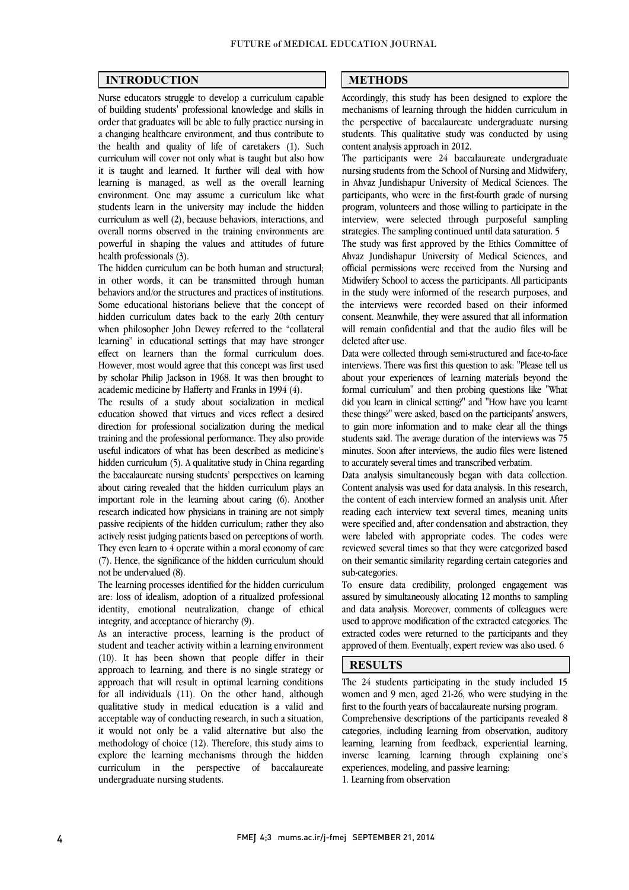## INTRODUCTION

Nurse educators struggle to develop a curriculum capable of building students' professional knowledge and skills in order that graduates will be able to fully practice nursing in a changing healthcare environment, and thus contribute to the health and quality of life of caretakers (1). Such curriculum will cover not only what is taught but also how it is taught and learned. It further will deal with how learning is managed, as well as the overall learning environment. One may assume a curriculum like what students learn in the university may include the hidden curriculum as well (2), because behaviors, interactions, and overall norms observed in the training environments are powerful in shaping the values and attitudes of future health professionals (3).

The hidden curriculum can be both human and structural; in other words, it can be transmitted through human behaviors and/or the structures and practices of institutions. Some educational historians believe that the concept of hidden curriculum dates back to the early 20th century when philosopher John Dewey referred to the "collateral learning" in educational settings that may have stronger effect on learners than the formal curriculum does. However, most would agree that this concept was first used by scholar Philip Jackson in 1968. It was then brought to academic medicine by Hafferty and Franks in 1994 (4).

The results of a study about socialization in medical education showed that virtues and vices reflect a desired direction for professional socialization during the medical training and the professional performance. They also provide useful indicators of what has been described as medicine's hidden curriculum (5). A qualitative study in China regarding the baccalaureate nursing students' perspectives on learning about caring revealed that the hidden curriculum plays an important role in the learning about caring (6). Another research indicated how physicians in training are not simply passive recipients of the hidden curriculum; rather they also actively resist judging patients based on perceptions of worth. They even learn to 4 operate within a moral economy of care (7). Hence, the significance of the hidden curriculum should not be undervalued (8).

The learning processes identified for the hidden curriculum are: loss of idealism, adoption of a ritualized professional identity, emotional neutralization, change of ethical integrity, and acceptance of hierarchy (9).

As an interactive process, learning is the product of student and teacher activity within a learning environment (10). It has been shown that people differ in their approach to learning, and there is no single strategy or approach that will result in optimal learning conditions for all individuals (11). On the other hand, although qualitative study in medical education is a valid and acceptable way of conducting research, in such a situation, it would not only be a valid alternative but also the methodology of choice (12). Therefore, this study aims to explore the learning mechanisms through the hidden curriculum in the perspective of baccalaureate undergraduate nursing students.

## METHODS

Accordingly, this study has been designed to explore the mechanisms of learning through the hidden curriculum in the perspective of baccalaureate undergraduate nursing students. This qualitative study was conducted by using content analysis approach in 2012.

The participants were 24 baccalaureate undergraduate nursing students from the School of Nursing and Midwifery, in Ahvaz Jundishapur University of Medical Sciences. The participants, who were in the first-fourth grade of nursing program, volunteers and those willing to participate in the interview, were selected through purposeful sampling strategies. The sampling continued until data saturation. 5

The study was first approved by the Ethics Committee of Ahvaz Jundishapur University of Medical Sciences, and official permissions were received from the Nursing and Midwifery School to access the participants. All participants in the study were informed of the research purposes, and the interviews were recorded based on their informed consent. Meanwhile, they were assured that all information will remain confidential and that the audio files will be deleted after use.

Data were collected through semi-structured and face-to-face interviews. There was first this question to ask: "Please tell us about your experiences of learning materials beyond the formal curriculum" and then probing questions like "What did you learn in clinical setting?" and "How have you learnt these things?" were asked, based on the participants' answers, to gain more information and to make clear all the things students said. The average duration of the interviews was 75 minutes. Soon after interviews, the audio files were listened to accurately several times and transcribed verbatim.

Data analysis simultaneously began with data collection. Content analysis was used for data analysis. In this research, the content of each interview formed an analysis unit. After reading each interview text several times, meaning units were specified and, after condensation and abstraction, they were labeled with appropriate codes. The codes were reviewed several times so that they were categorized based on their semantic similarity regarding certain categories and sub-categories.

To ensure data credibility, prolonged engagement was assured by simultaneously allocating 12 months to sampling and data analysis. Moreover, comments of colleagues were used to approve modification of the extracted categories. The extracted codes were returned to the participants and they approved of them. Eventually, expert review was also used. 6

## RESULTS

The 24 students participating in the study included 15 women and 9 men, aged 21-26, who were studying in the first to the fourth years of baccalaureate nursing program.

Comprehensive descriptions of the participants revealed 8 categories, including learning from observation, auditory learning, learning from feedback, experiential learning, inverse learning, learning through explaining one's experiences, modeling, and passive learning:

1. Learning from observation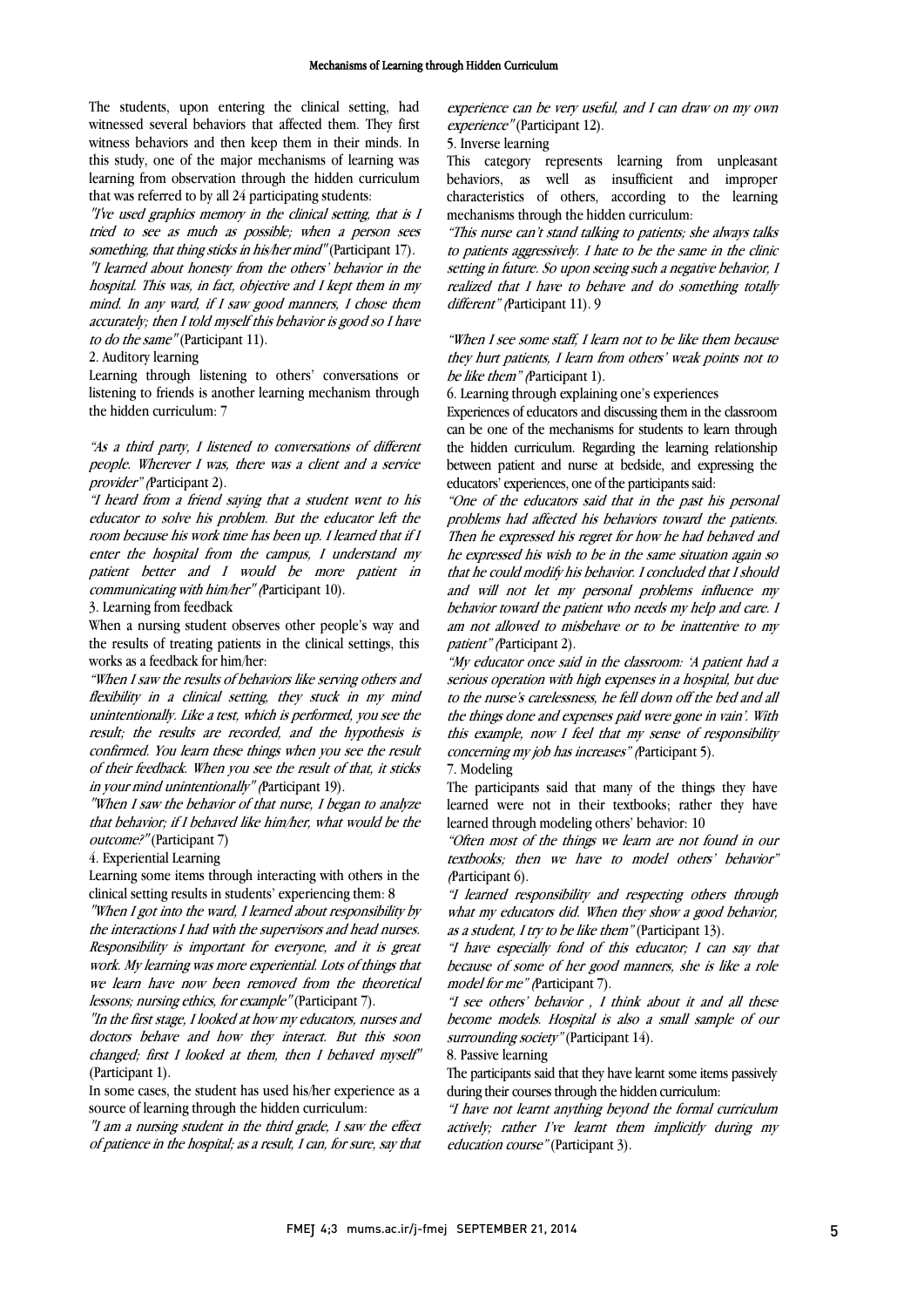The students, upon entering the clinical setting, had witnessed several behaviors that affected them. They first witness behaviors and then keep them in their minds. In this study, one of the major mechanisms of learning was learning from observation through the hidden curriculum that was referred to by all 24 participating students:

*"I've used graphics memory in the clinical setting, that is I tried to see as much as possible; when a person sees something, that thing sticks in his/her mind"* (Participant 17).

*"I learned about honesty from the others' behavior in the hospital. This was, in fact, objective and I kept them in my mind. In any ward, if I saw good manners, I chose them accurately; then I told myself this behavior is good so I have to do the same"* (Participant 11).

2. Auditory learning

Learning through listening to others' conversations or listening to friends is another learning mechanism through the hidden curriculum: 7

*"As a third party, I listened to conversations of different people. Wherever I was, there was a client and a service provider"* (Participant 2).

*"I heard from a friend saying that a student went to his educator to solve his problem. But the educator left the room because his work time has been up. I learned that if I enter the hospital from the campus, I understand my patient better and I would be more patient in communicating with him/her"* (Participant 10).

3. Learning from feedback

When a nursing student observes other people's way and the results of treating patients in the clinical settings, this works as a feedback for him/her:

*"When I saw the results of behaviors like serving others and flexibility in a clinical setting, they stuck in my mind unintentionally. Like a test, which is performed, you see the result; the results are recorded, and the hypothesis is confirmed. You learn these things when you see the result of their feedback. When you see the result of that, it sticks in your mind unintentionally"* (Participant 19).

*"When I saw the behavior of that nurse, I began to analyze that behavior; if I behaved like him/her, what would be the outcome?"* (Participant 7)

4. Experiential Learning

Learning some items through interacting with others in the clinical setting results in students' experiencing them: 8

*"When I got into the ward, I learned about responsibility by the interactions I had with the supervisors and head nurses. Responsibility is important for everyone, and it is great work. My learning was more experiential. Lots of things that we learn have now been removed from the theoretical lessons; nursing ethics, for example"* (Participant 7).

*"In the first stage, I looked at how my educators, nurses and doctors behave and how they interact. But this soon changed; first I looked at them, then I behaved myself"* (Participant 1).

In some cases, the student has used his/her experience as a source of learning through the hidden curriculum:

*"I am a nursing student in the third grade, I saw the effect of patience in the hospital; as a result, I can, for sure, say that experience can be very useful, and I can draw on my own experience"* (Participant 12).

5. Inverse learning

This category represents learning from unpleasant behaviors, as well as insufficient and improper characteristics of others, according to the learning mechanisms through the hidden curriculum:

*"This nurse can't stand talking to patients; she always talks to patients aggressively. I hate to be the same in the clinic setting in future. So upon seeing such a negative behavior, I realized that I have to behave and do something totally different"* (Participant 11). 9

*"When I see some staff, I learn not to be like them because they hurt patients, I learn from others' weak points not to be like them"* (Participant 1).

6. Learning through explaining one's experiences

Experiences of educators and discussing them in the classroom can be one of the mechanisms for students to learn through the hidden curriculum. Regarding the learning relationship between patient and nurse at bedside, and expressing the educators' experiences, one of the participants said:

*"One of the educators said that in the past his personal problems had affected his behaviors toward the patients. Then he expressed his regret for how he had behaved and he expressed his wish to be in the same situation again so that he could modify his behavior. I concluded that I should and will not let my personal problems influence my behavior toward the patient who needs my help and care. I am not allowed to misbehave or to be inattentive to my patient"* (Participant 2).

*"My educator once said in the classroom: 'A patient had a serious operation with high expenses in a hospital, but due to the nurse's carelessness, he fell down off the bed and all the things done and expenses paid were gone in vain'. With this example, now I feel that my sense of responsibility concerning my job has increases"* (Participant 5).

7. Modeling

The participants said that many of the things they have learned were not in their textbooks; rather they have learned through modeling others' behavior: 10

*"Often most of the things we learn are not found in our textbooks; then we have to model others' behavior"* (Participant 6).

*"I learned responsibility and respecting others through what my educators did. When they show a good behavior, as a student, I try to be like them"* (Participant 13).

*"I have especially fond of this educator; I can say that because of some of her good manners, she is like a role model for me"* (Participant 7).

*"I see others' behavior , I think about it and all these become models. Hospital is also a small sample of our surrounding society"* (Participant 14).

8. Passive learning

The participants said that they have learnt some items passively during their courses through the hidden curriculum:

*"I have not learnt anything beyond the formal curriculum actively; rather I've learnt them implicitly during my education course"* (Participant 3).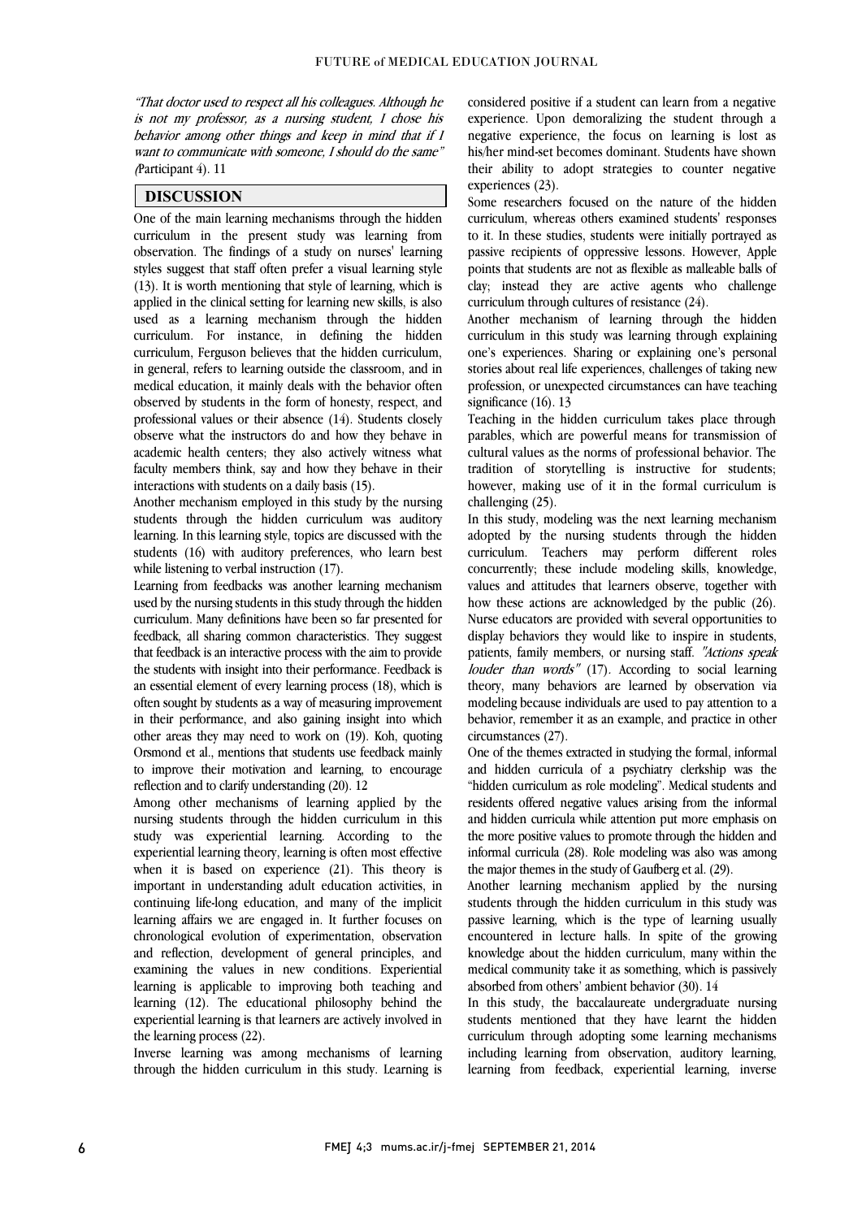*"That doctor used to respect all his colleagues. Although he is not my professor, as a nursing student, I chose his behavior among other things and keep in mind that if I want to communicate with someone, I should do the same"* (Participant 4). 11

## DISCUSSION

One of the main learning mechanisms through the hidden curriculum in the present study was learning from observation. The findings of a study on nurses' learning styles suggest that staff often prefer a visual learning style (13). It is worth mentioning that style of learning, which is applied in the clinical setting for learning new skills, is also used as a learning mechanism through the hidden curriculum. For instance, in defining the hidden curriculum, Ferguson believes that the hidden curriculum, in general, refers to learning outside the classroom, and in medical education, it mainly deals with the behavior often observed by students in the form of honesty, respect, and professional values or their absence (14). Students closely observe what the instructors do and how they behave in academic health centers; they also actively witness what faculty members think, say and how they behave in their interactions with students on a daily basis (15).

Another mechanism employed in this study by the nursing students through the hidden curriculum was auditory learning. In this learning style, topics are discussed with the students (16) with auditory preferences, who learn best while listening to verbal instruction (17).

Learning from feedbacks was another learning mechanism used by the nursing students in this study through the hidden curriculum. Many definitions have been so far presented for feedback, all sharing common characteristics. They suggest that feedback is an interactive process with the aim to provide the students with insight into their performance. Feedback is an essential element of every learning process (18), which is often sought by students as a way of measuring improvement in their performance, and also gaining insight into which other areas they may need to work on (19). Koh, quoting Orsmond et al., mentions that students use feedback mainly to improve their motivation and learning, to encourage reflection and to clarify understanding (20). 12

Among other mechanisms of learning applied by the nursing students through the hidden curriculum in this study was experiential learning. According to the experiential learning theory, learning is often most effective when it is based on experience (21). This theory is important in understanding adult education activities, in continuing life-long education, and many of the implicit learning affairs we are engaged in. It further focuses on chronological evolution of experimentation, observation and reflection, development of general principles, and examining the values in new conditions. Experiential learning is applicable to improving both teaching and learning (12). The educational philosophy behind the experiential learning is that learners are actively involved in the learning process (22).

Inverse learning was among mechanisms of learning through the hidden curriculum in this study. Learning is considered positive if a student can learn from a negative experience. Upon demoralizing the student through a negative experience, the focus on learning is lost as his/her mind-set becomes dominant. Students have shown their ability to adopt strategies to counter negative experiences (23).

Some researchers focused on the nature of the hidden curriculum, whereas others examined students' responses to it. In these studies, students were initially portrayed as passive recipients of oppressive lessons. However, Apple points that students are not as flexible as malleable balls of clay; instead they are active agents who challenge curriculum through cultures of resistance (24).

Another mechanism of learning through the hidden curriculum in this study was learning through explaining one's experiences. Sharing or explaining one's personal stories about real life experiences, challenges of taking new profession, or unexpected circumstances can have teaching significance (16). 13

Teaching in the hidden curriculum takes place through parables, which are powerful means for transmission of cultural values as the norms of professional behavior. The tradition of storytelling is instructive for students; however, making use of it in the formal curriculum is challenging (25).

In this study, modeling was the next learning mechanism adopted by the nursing students through the hidden curriculum. Teachers may perform different roles concurrently; these include modeling skills, knowledge, values and attitudes that learners observe, together with how these actions are acknowledged by the public (26). Nurse educators are provided with several opportunities to display behaviors they would like to inspire in students, patients, family members, or nursing staff. *"Actions speak louder than words"* (17). According to social learning theory, many behaviors are learned by observation via modeling because individuals are used to pay attention to a behavior, remember it as an example, and practice in other circumstances (27).

One of the themes extracted in studying the formal, informal and hidden curricula of a psychiatry clerkship was the "hidden curriculum as role modeling". Medical students and residents offered negative values arising from the informal and hidden curricula while attention put more emphasis on the more positive values to promote through the hidden and informal curricula (28). Role modeling was also was among the major themes in the study of Gaufberg et al. (29).

Another learning mechanism applied by the nursing students through the hidden curriculum in this study was passive learning, which is the type of learning usually encountered in lecture halls. In spite of the growing knowledge about the hidden curriculum, many within the medical community take it as something, which is passively absorbed from others' ambient behavior (30). 14

In this study, the baccalaureate undergraduate nursing students mentioned that they have learnt the hidden curriculum through adopting some learning mechanisms including learning from observation, auditory learning, learning from feedback, experiential learning, inverse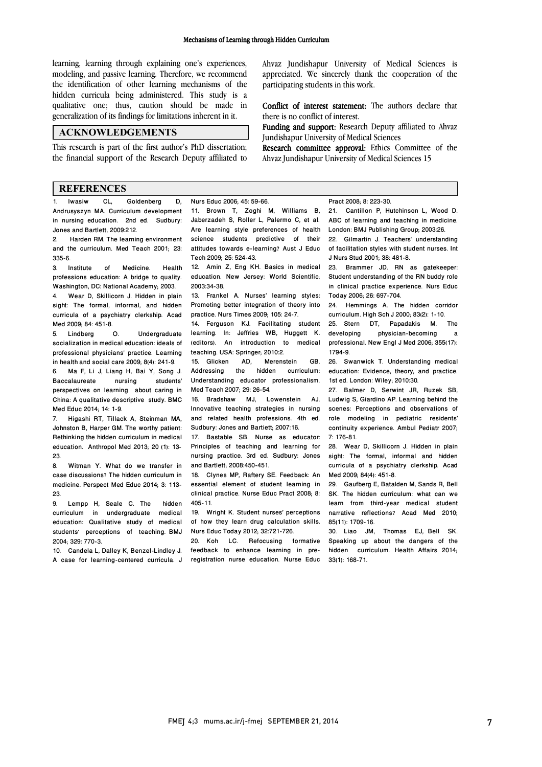learning, learning through explaining one's experiences, modeling, and passive learning. Therefore, we recommend the identification of other learning mechanisms of the hidden curricula being administered. This study is a qualitative one; thus, caution should be made in generalization of its findings for limitations inherent in it.

## ACKNOWLEDGEMENTS

This research is part of the first author's PhD dissertation; the financial support of the Research Deputy affiliated to Ahvaz Jundishapur University of Medical Sciences is appreciated. We sincerely thank the cooperation of the participating students in this work.

**Conflict of interest statement:** The authors declare that there is no conflict of interest.

**Funding and support:** Research Deputy affiliated to Ahvaz Jundishapur University of Medical Sciences

**Research committee approval:** Ethics Committee of the Ahvaz Jundishapur University of Medical Sciences 15

## REFERENCES

1. Iwasiw CL, Goldenberg D, Andrusyszyn MA. Curriculum development in nursing education. 2nd ed. Sudbury: Jones and Bartlett; 2009:212.
2. Harden RM. The learning environment and the curriculum. Med Teach 2001; 23: 335-6.
3. Institute of Medicine. Health professions education: A bridge to quality. Washington, DC: National Academy; 2003.
4. Wear D, Skillicorn J. Hidden in plain sight: The formal, informal, and hidden curricula of a psychiatry clerkship. Acad Med 2009; 84: 451-8.
5. Lindberg O. Undergraduate socialization in medical education: ideals of professional physicians' practice. Learning in health and social care 2009; 8(4): 241-9.
6. Ma F, Li J, Liang H, Bai Y, Song J. Baccalaureate nursing students' perspectives on learning about caring in China: A qualitative descriptive study. BMC Med Educ 2014; 14: 1-9.
7. Higashi RT, Tillack A, Steinman MA, Johnston B, Harper GM. The worthy patient: Rethinking the hidden curriculum in medical education. Anthropol Med 2013; 20 (1): 13-23.
8. Witman Y. What do we transfer in case discussions? The hidden curriculum in medicine. Perspect Med Educ 2014; 3: 113-23.
9. Lempp H, Seale C. The hidden curriculum in undergraduate medical education: Qualitative study of medical students' perceptions of teaching. BMJ 2004; 329: 770-3.
10. Candela L, Dalley K, Benzel-Lindley J. A case for learning-centered curricula. J Nurs Educ 2006; 45: 59-66.
11. Brown T, Zoghi M, Williams B, Jaberzadeh S, Roller L, Palermo C, et al. Are learning style preferences of health science students predictive of their attitudes towards e-learning? Aust J Educ Tech 2009; 25: 524-43.
12. Amin Z, Eng KH. Basics in medical education. New Jersey: World Scientific; 2003:34-38.
13. Frankel A. Nurses' learning styles: Promoting better integration of theory into practice. Nurs Times 2009; 105: 24-7.
14. Ferguson KJ. Facilitating student learning. In: Jeffries WB, Huggett K. (editors). An introduction to medical teaching. USA: Springer; 2010:2.
15. Glicken AD, Merenstein GB. Addressing the hidden curriculum: Understanding educator professionalism. Med Teach 2007; 29: 26-54.
16. Bradshaw MJ, Lowenstein AJ. Innovative teaching strategies in nursing and related health professions. 4th ed. Sudbury: Jones and Bartlett; 2007:16.
17. Bastable SB. Nurse as educator: Principles of teaching and learning for nursing practice. 3rd ed. Sudbury: Jones and Bartlett; 2008:450-451.
18. Clynes MP, Raftery SE. Feedback: An essential element of student learning in clinical practice. Nurse Educ Pract 2008; 8: 405-11.
19. Wright K. Student nurses' perceptions of how they learn drug calculation skills. Nurs Educ Today 2012; 32:721-726.
20. Koh LC. Refocusing formative feedback to enhance learning in pre-registration nurse education. Nurse Educ Pract 2008; 8: 223-30.
21. Cantillon P, Hutchinson L, Wood D. ABC of learning and teaching in medicine. London: BMJ Publishing Group; 2003:26.
22. Gilmartin J. Teachers' understanding of facilitation styles with student nurses. Int J Nurs Stud 2001; 38: 481-8.
23. Brammer JD. RN as gatekeeper: Student understanding of the RN buddy role in clinical practice experience. Nurs Educ Today 2006; 26: 697-704.
24. Hemmings A. The hidden corridor curriculum. High Sch J 2000; 83(2): 1-10.
25. Stern DT, Papadakis M. The developing physician-becoming a professional. New Engl J Med 2006; 355(17): 1794-9.
26. Swanwick T. Understanding medical education: Evidence, theory, and practice. 1st ed. London: Wiley; 2010:30.
27. Balmer D, Serwint JR, Ruzek SB, Ludwig S, Giardino AP. Learning behind the scenes: Perceptions and observations of role modeling in pediatric residents' continuity experience. Ambul Pediatr 2007; 7: 176-81.
28. Wear D, Skillicorn J. Hidden in plain sight: The formal, informal and hidden curricula of a psychiatry clerkship. Acad Med 2009; 84(4): 451-8.
29. Gaufberg E, Batalden M, Sands R, Bell SK. The hidden curriculum: what can we learn from third-year medical student narrative reflections? Acad Med 2010; 85(11): 1709-16.
30. Liao JM, Thomas EJ, Bell SK. Speaking up about the dangers of the hidden curriculum. Health Affairs 2014; 33(1): 168-71.